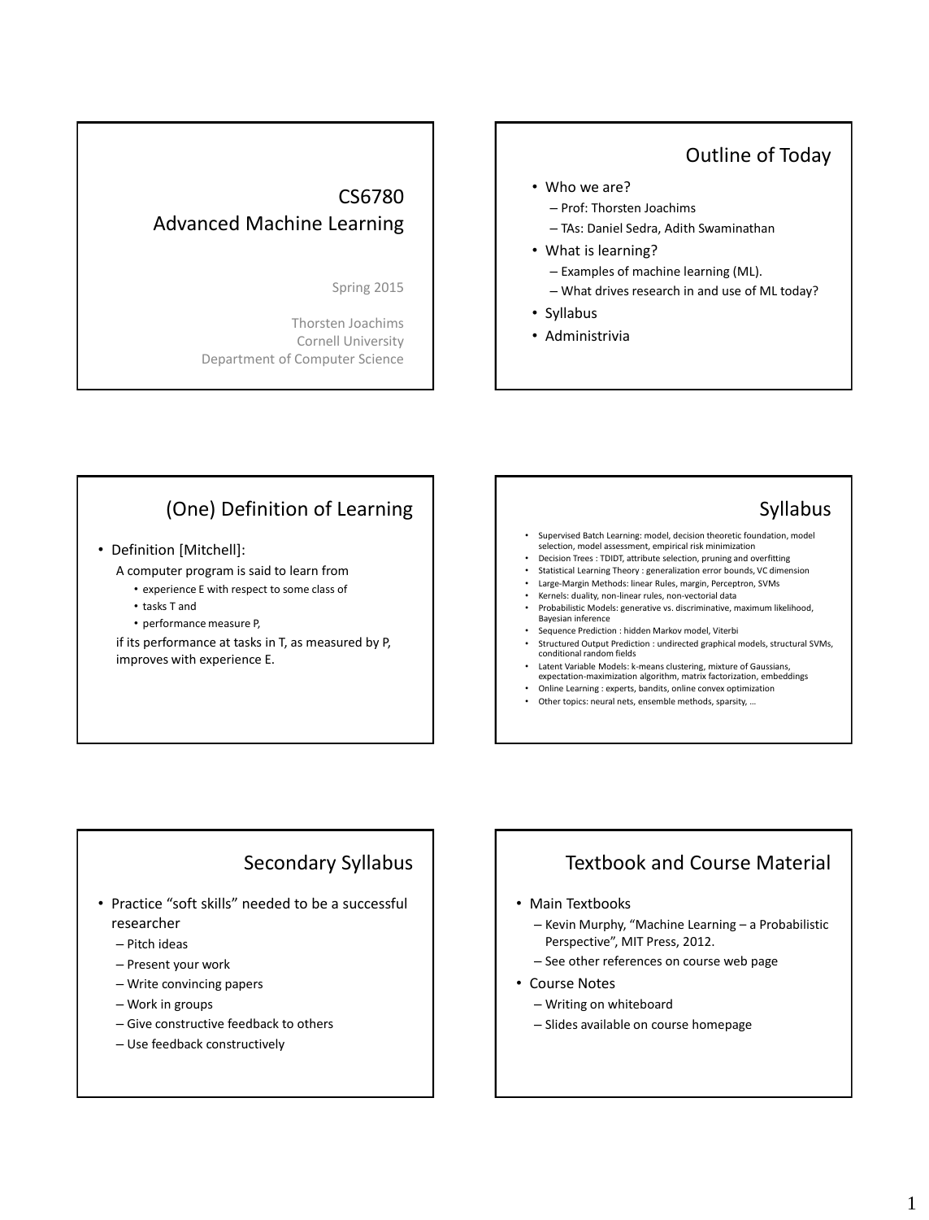# CS6780 Advanced Machine Learning

Spring 2015

Thorsten Joachims
Cornell University
Department of Computer Science

## Outline of Today

- Who we are?
  - Prof: Thorsten Joachims
  - TAs: Daniel Sedra, Adith Swaminathan
- What is learning?
  - Examples of machine learning (ML).
  - What drives research in and use of ML today?
- Syllabus
- Administrivia

## (One) Definition of Learning

- Definition [Mitchell]:

  A computer program is said to learn from
  - experience E with respect to some class of
  - tasks T and
  - performance measure P,

  if its performance at tasks in T, as measured by P, improves with experience E.

## Syllabus

- Supervised Batch Learning: model, decision theoretic foundation, model selection, model assessment, empirical risk minimization
- Decision Trees : TDIDT, attribute selection, pruning and overfitting
- Statistical Learning Theory : generalization error bounds, VC dimension
- Large-Margin Methods: linear Rules, margin, Perceptron, SVMs
- Kernels: duality, non-linear rules, non-vectorial data
- Probabilistic Models: generative vs. discriminative, maximum likelihood, Bayesian inference
- Sequence Prediction : hidden Markov model, Viterbi
- Structured Output Prediction : undirected graphical models, structural SVMs, conditional random fields
- Latent Variable Models: k-means clustering, mixture of Gaussians, expectation-maximization algorithm, matrix factorization, embeddings
- Online Learning : experts, bandits, online convex optimization
- Other topics: neural nets, ensemble methods, sparsity, …

## Secondary Syllabus

- Practice "soft skills" needed to be a successful researcher
  - Pitch ideas
  - Present your work
  - Write convincing papers
  - Work in groups
  - Give constructive feedback to others
  - Use feedback constructively

## Textbook and Course Material

- Main Textbooks
  - Kevin Murphy, "Machine Learning – a Probabilistic Perspective", MIT Press, 2012.
  - See other references on course web page
- Course Notes
  - Writing on whiteboard
  - Slides available on course homepage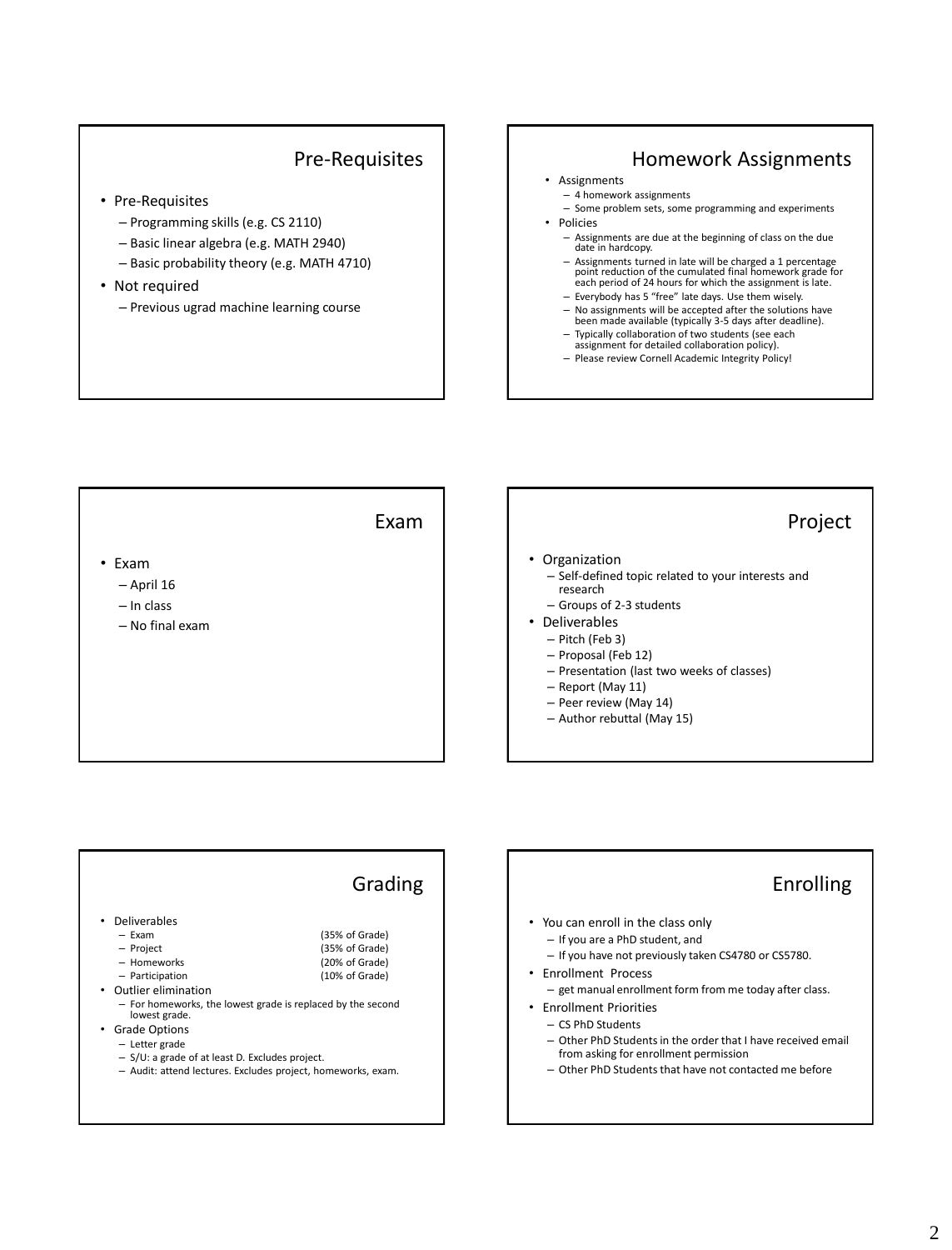## Pre-Requisites

- Pre-Requisites
  - Programming skills (e.g. CS 2110)
  - Basic linear algebra (e.g. MATH 2940)
  - Basic probability theory (e.g. MATH 4710)
- Not required
  - Previous ugrad machine learning course

## Homework Assignments

- Assignments
  - 4 homework assignments
  - Some problem sets, some programming and experiments
- Policies
  - Assignments are due at the beginning of class on the due date in hardcopy.
  - Assignments turned in late will be charged a 1 percentage point reduction of the cumulated final homework grade for each period of 24 hours for which the assignment is late.
  - Everybody has 5 "free" late days. Use them wisely.
  - No assignments will be accepted after the solutions have been made available (typically 3-5 days after deadline).
  - Typically collaboration of two students (see each assignment for detailed collaboration policy).
  - Please review Cornell Academic Integrity Policy!

## Exam

- Exam
  - April 16
  - In class
  - No final exam

## Project

- Organization
  - Self-defined topic related to your interests and research
  - Groups of 2-3 students
- Deliverables
  - Pitch (Feb 3)
  - Proposal (Feb 12)
  - Presentation (last two weeks of classes)
  - Report (May 11)
  - Peer review (May 14)
  - Author rebuttal (May 15)

## Grading

- Deliverables
  - Exam (35% of Grade)
  - Project (35% of Grade)
  - Homeworks (20% of Grade)
  - Participation (10% of Grade)
- Outlier elimination
  - For homeworks, the lowest grade is replaced by the second lowest grade.
- Grade Options
  - Letter grade
  - S/U: a grade of at least D. Excludes project.
  - Audit: attend lectures. Excludes project, homeworks, exam.

## Enrolling

- You can enroll in the class only
  - If you are a PhD student, and
  - If you have not previously taken CS4780 or CS5780.
- Enrollment Process
  - get manual enrollment form from me today after class.
- Enrollment Priorities
  - CS PhD Students
  - Other PhD Students in the order that I have received email from asking for enrollment permission
  - Other PhD Students that have not contacted me before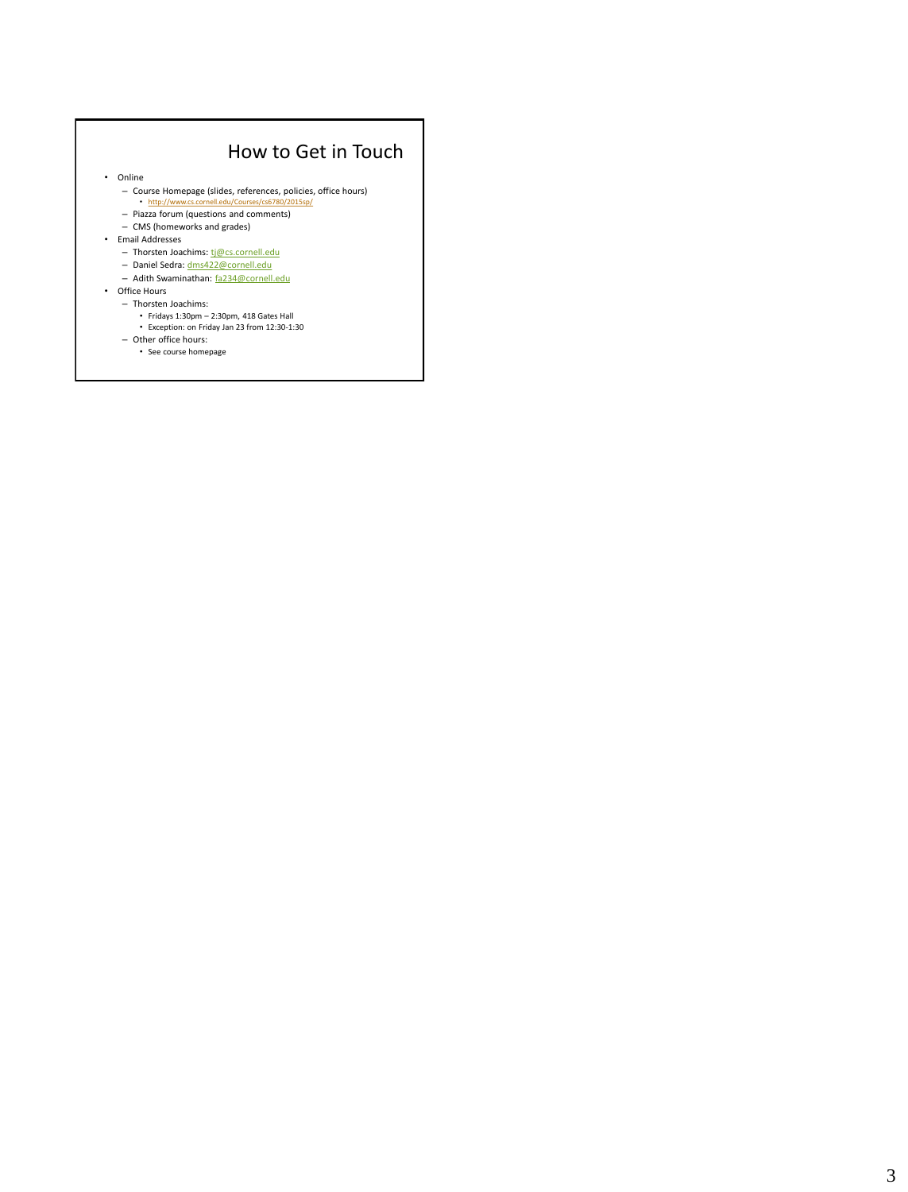# How to Get in Touch

- Online
  - Course Homepage (slides, references, policies, office hours)
    - http://www.cs.cornell.edu/Courses/cs6780/2015sp/
  - Piazza forum (questions and comments)
  - CMS (homeworks and grades)
- Email Addresses
  - Thorsten Joachims: tj@cs.cornell.edu
  - Daniel Sedra: dms422@cornell.edu
  - Adith Swaminathan: fa234@cornell.edu
- Office Hours
  - Thorsten Joachims:
    - Fridays 1:30pm – 2:30pm, 418 Gates Hall
    - Exception: on Friday Jan 23 from 12:30-1:30
  - Other office hours:
    - See course homepage